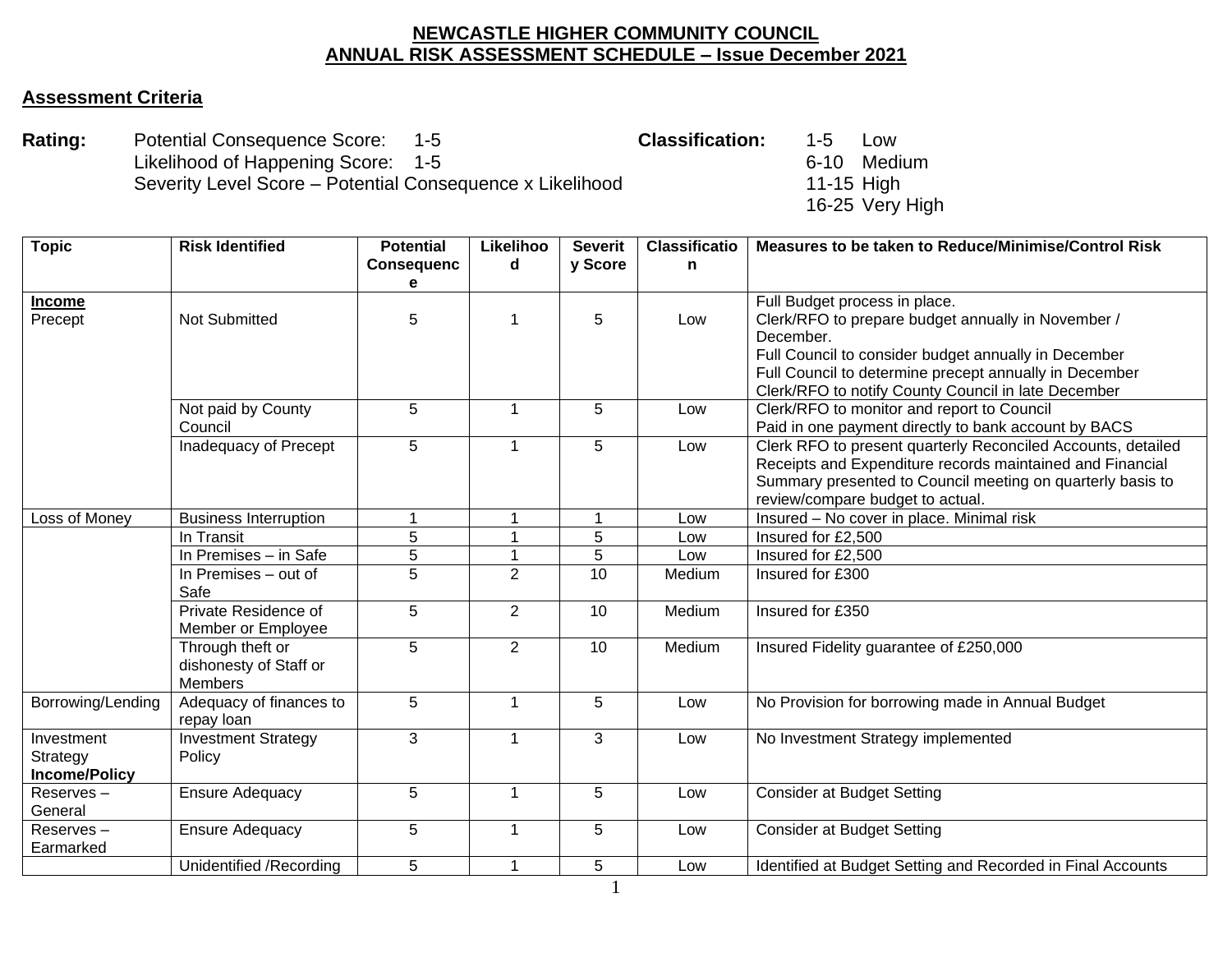# NEWCASTLE HIGHER COMMUNITY COUNCIL
## ANNUAL RISK ASSESSMENT SCHEDULE – Issue December 2021

### Assessment Criteria

**Rating:** Potential Consequence Score: 1-5
Likelihood of Happening Score: 1-5
Severity Level Score – Potential Consequence x Likelihood

**Classification:**
1-5 Low
6-10 Medium
11-15 High
16-25 Very High

| Topic | Risk Identified | Potential Consequence | Likelihood | Severity Score | Classification | Measures to be taken to Reduce/Minimise/Control Risk |
|---|---|---|---|---|---|---|
| **Income**<br>Precept | Not Submitted | 5 | 1 | 5 | Low | Full Budget process in place.<br>Clerk/RFO to prepare budget annually in November / December.<br>Full Council to consider budget annually in December<br>Full Council to determine precept annually in December<br>Clerk/RFO to notify County Council in late December |
| | Not paid by County Council | 5 | 1 | 5 | Low | Clerk/RFO to monitor and report to Council<br>Paid in one payment directly to bank account by BACS |
| | Inadequacy of Precept | 5 | 1 | 5 | Low | Clerk RFO to present quarterly Reconciled Accounts, detailed Receipts and Expenditure records maintained and Financial Summary presented to Council meeting on quarterly basis to review/compare budget to actual. |
| Loss of Money | Business Interruption | 1 | 1 | 1 | Low | Insured – No cover in place. Minimal risk |
| | In Transit | 5 | 1 | 5 | Low | Insured for £2,500 |
| | In Premises – in Safe | 5 | 1 | 5 | Low | Insured for £2,500 |
| | In Premises – out of Safe | 5 | 2 | 10 | Medium | Insured for £300 |
| | Private Residence of Member or Employee | 5 | 2 | 10 | Medium | Insured for £350 |
| | Through theft or dishonesty of Staff or Members | 5 | 2 | 10 | Medium | Insured Fidelity guarantee of £250,000 |
| Borrowing/Lending | Adequacy of finances to repay loan | 5 | 1 | 5 | Low | No Provision for borrowing made in Annual Budget |
| Investment Strategy **Income/Policy** | Investment Strategy Policy | 3 | 1 | 3 | Low | No Investment Strategy implemented |
| Reserves – General | Ensure Adequacy | 5 | 1 | 5 | Low | Consider at Budget Setting |
| Reserves – Earmarked | Ensure Adequacy | 5 | 1 | 5 | Low | Consider at Budget Setting |
| | Unidentified /Recording | 5 | 1 | 5 | Low | Identified at Budget Setting and Recorded in Final Accounts |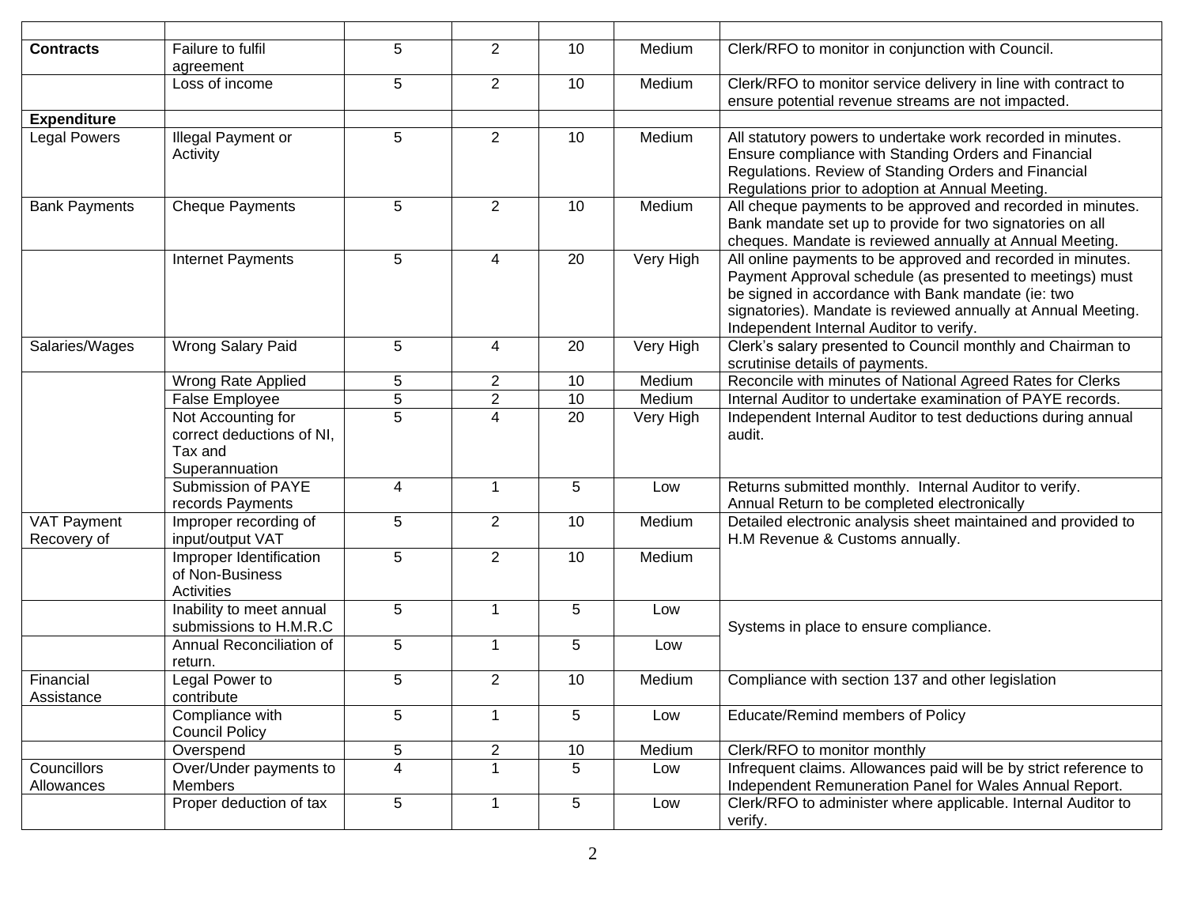| | | | | | | |
|---|---|---|---|---|---|---|
| **Contracts** | Failure to fulfil agreement | 5 | 2 | 10 | Medium | Clerk/RFO to monitor in conjunction with Council. |
| | Loss of income | 5 | 2 | 10 | Medium | Clerk/RFO to monitor service delivery in line with contract to ensure potential revenue streams are not impacted. |
| **Expenditure** | | | | | | |
| Legal Powers | Illegal Payment or Activity | 5 | 2 | 10 | Medium | All statutory powers to undertake work recorded in minutes. Ensure compliance with Standing Orders and Financial Regulations. Review of Standing Orders and Financial Regulations prior to adoption at Annual Meeting. |
| Bank Payments | Cheque Payments | 5 | 2 | 10 | Medium | All cheque payments to be approved and recorded in minutes. Bank mandate set up to provide for two signatories on all cheques. Mandate is reviewed annually at Annual Meeting. |
| | Internet Payments | 5 | 4 | 20 | Very High | All online payments to be approved and recorded in minutes. Payment Approval schedule (as presented to meetings) must be signed in accordance with Bank mandate (ie: two signatories). Mandate is reviewed annually at Annual Meeting. Independent Internal Auditor to verify. |
| Salaries/Wages | Wrong Salary Paid | 5 | 4 | 20 | Very High | Clerk's salary presented to Council monthly and Chairman to scrutinise details of payments. |
| | Wrong Rate Applied | 5 | 2 | 10 | Medium | Reconcile with minutes of National Agreed Rates for Clerks |
| | False Employee | 5 | 2 | 10 | Medium | Internal Auditor to undertake examination of PAYE records. |
| | Not Accounting for correct deductions of NI, Tax and Superannuation | 5 | 4 | 20 | Very High | Independent Internal Auditor to test deductions during annual audit. |
| | Submission of PAYE records Payments | 4 | 1 | 5 | Low | Returns submitted monthly. Internal Auditor to verify. Annual Return to be completed electronically |
| VAT Payment Recovery of | Improper recording of input/output VAT | 5 | 2 | 10 | Medium | Detailed electronic analysis sheet maintained and provided to H.M Revenue & Customs annually. |
| | Improper Identification of Non-Business Activities | 5 | 2 | 10 | Medium | |
| | Inability to meet annual submissions to H.M.R.C | 5 | 1 | 5 | Low | Systems in place to ensure compliance. |
| | Annual Reconciliation of return. | 5 | 1 | 5 | Low | |
| Financial Assistance | Legal Power to contribute | 5 | 2 | 10 | Medium | Compliance with section 137 and other legislation |
| | Compliance with Council Policy | 5 | 1 | 5 | Low | Educate/Remind members of Policy |
| | Overspend | 5 | 2 | 10 | Medium | Clerk/RFO to monitor monthly |
| Councillors Allowances | Over/Under payments to Members | 4 | 1 | 5 | Low | Infrequent claims. Allowances paid will be by strict reference to Independent Remuneration Panel for Wales Annual Report. |
| | Proper deduction of tax | 5 | 1 | 5 | Low | Clerk/RFO to administer where applicable. Internal Auditor to verify. |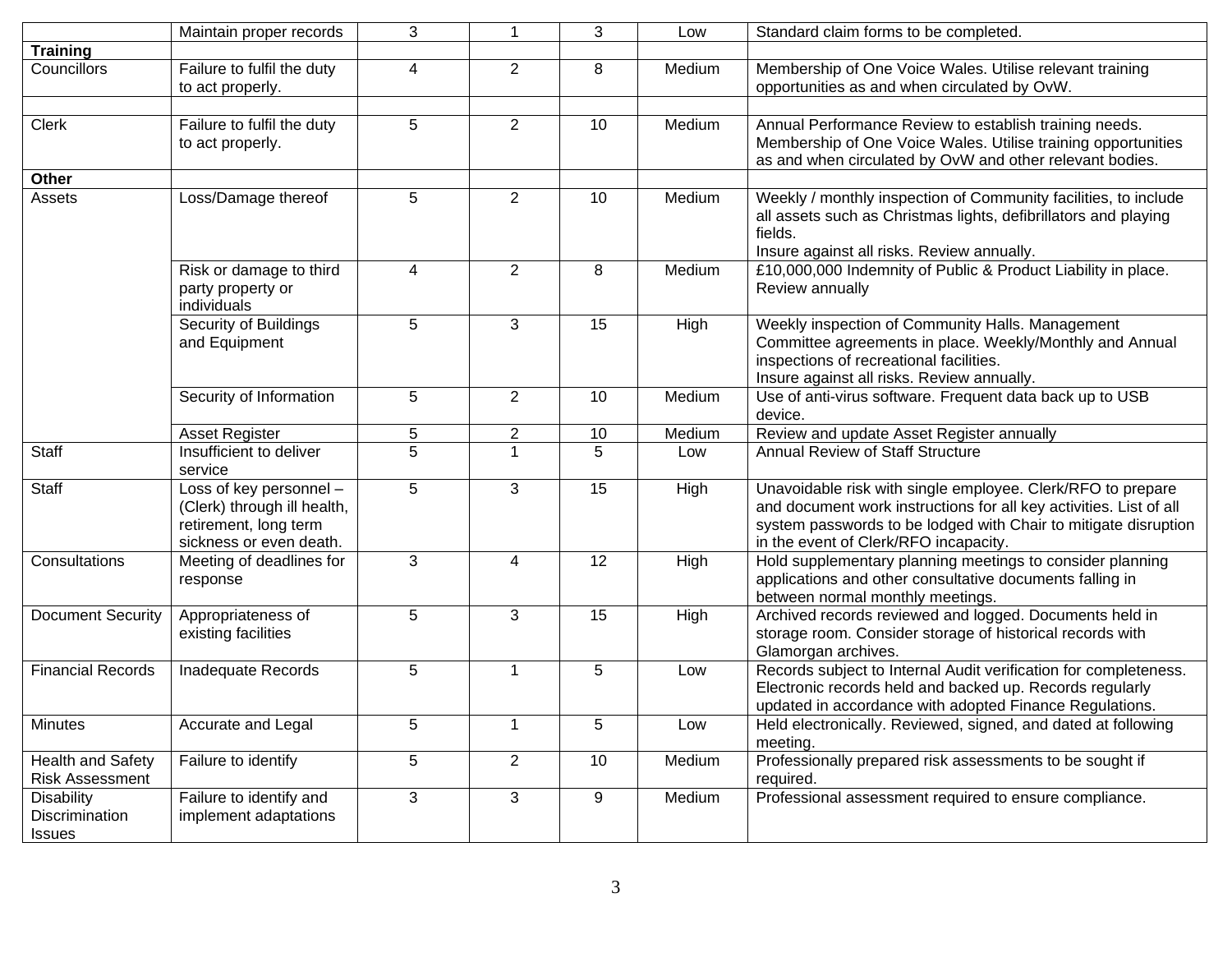| | | | | | | |
|---|---|---|---|---|---|---|
| | Maintain proper records | 3 | 1 | 3 | Low | Standard claim forms to be completed. |
| **Training** | | | | | | |
| Councillors | Failure to fulfil the duty to act properly. | 4 | 2 | 8 | Medium | Membership of One Voice Wales. Utilise relevant training opportunities as and when circulated by OvW. |
| | | | | | | |
| Clerk | Failure to fulfil the duty to act properly. | 5 | 2 | 10 | Medium | Annual Performance Review to establish training needs. Membership of One Voice Wales. Utilise training opportunities as and when circulated by OvW and other relevant bodies. |
| **Other** | | | | | | |
| Assets | Loss/Damage thereof | 5 | 2 | 10 | Medium | Weekly / monthly inspection of Community facilities, to include all assets such as Christmas lights, defibrillators and playing fields.<br>Insure against all risks. Review annually. |
| | Risk or damage to third party property or individuals | 4 | 2 | 8 | Medium | £10,000,000 Indemnity of Public & Product Liability in place. Review annually |
| | Security of Buildings and Equipment | 5 | 3 | 15 | High | Weekly inspection of Community Halls. Management Committee agreements in place. Weekly/Monthly and Annual inspections of recreational facilities.<br>Insure against all risks. Review annually. |
| | Security of Information | 5 | 2 | 10 | Medium | Use of anti-virus software. Frequent data back up to USB device. |
| | Asset Register | 5 | 2 | 10 | Medium | Review and update Asset Register annually |
| Staff | Insufficient to deliver service | 5 | 1 | 5 | Low | Annual Review of Staff Structure |
| Staff | Loss of key personnel – (Clerk) through ill health, retirement, long term sickness or even death. | 5 | 3 | 15 | High | Unavoidable risk with single employee. Clerk/RFO to prepare and document work instructions for all key activities. List of all system passwords to be lodged with Chair to mitigate disruption in the event of Clerk/RFO incapacity. |
| Consultations | Meeting of deadlines for response | 3 | 4 | 12 | High | Hold supplementary planning meetings to consider planning applications and other consultative documents falling in between normal monthly meetings. |
| Document Security | Appropriateness of existing facilities | 5 | 3 | 15 | High | Archived records reviewed and logged. Documents held in storage room. Consider storage of historical records with Glamorgan archives. |
| Financial Records | Inadequate Records | 5 | 1 | 5 | Low | Records subject to Internal Audit verification for completeness. Electronic records held and backed up. Records regularly updated in accordance with adopted Finance Regulations. |
| Minutes | Accurate and Legal | 5 | 1 | 5 | Low | Held electronically. Reviewed, signed, and dated at following meeting. |
| Health and Safety Risk Assessment | Failure to identify | 5 | 2 | 10 | Medium | Professionally prepared risk assessments to be sought if required. |
| Disability Discrimination Issues | Failure to identify and implement adaptations | 3 | 3 | 9 | Medium | Professional assessment required to ensure compliance. |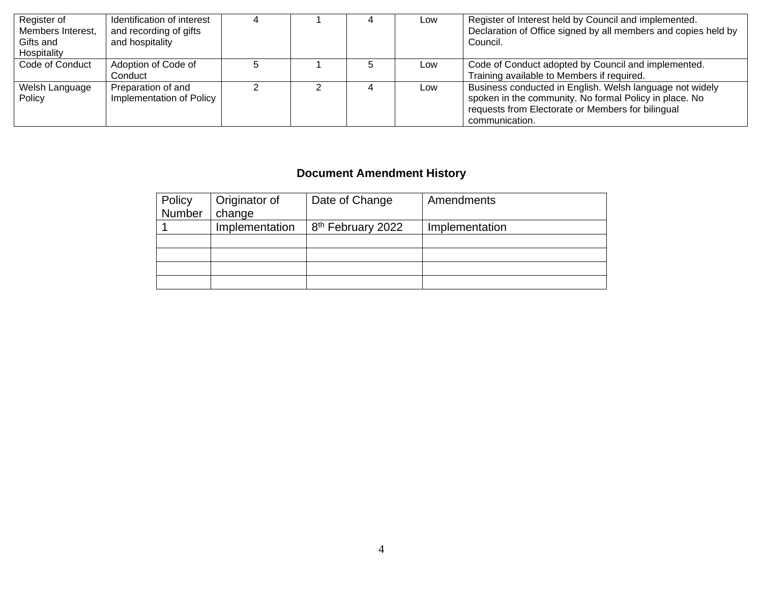| | | | | | | |
|---|---|---|---|---|---|---|
| Register of Members Interest, Gifts and Hospitality | Identification of interest and recording of gifts and hospitality | 4 | 1 | 4 | Low | Register of Interest held by Council and implemented. Declaration of Office signed by all members and copies held by Council. |
| Code of Conduct | Adoption of Code of Conduct | 5 | 1 | 5 | Low | Code of Conduct adopted by Council and implemented. Training available to Members if required. |
| Welsh Language Policy | Preparation of and Implementation of Policy | 2 | 2 | 4 | Low | Business conducted in English. Welsh language not widely spoken in the community. No formal Policy in place. No requests from Electorate or Members for bilingual communication. |

**Document Amendment History**

| Policy Number | Originator of change | Date of Change | Amendments |
|---|---|---|---|
| 1 | Implementation | 8th February 2022 | Implementation |
| | | | |
| | | | |
| | | | |
| | | | |